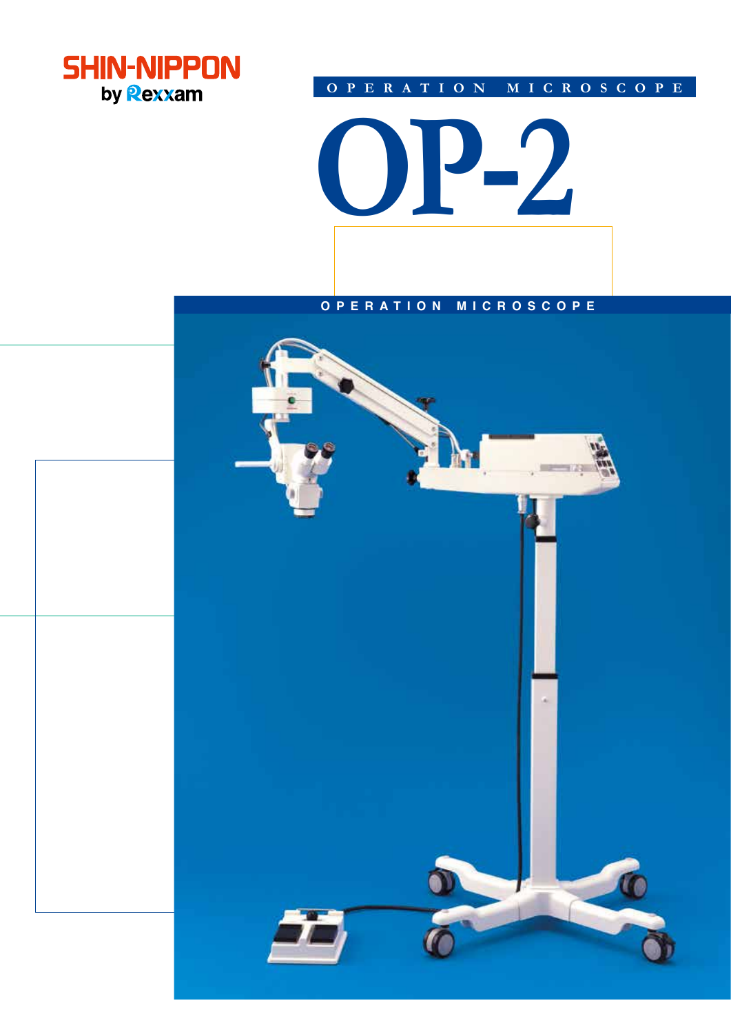SHIN-NIPPON
by Rexxam

OPERATION MICROSCOPE

# OP-2

OPERATION MICROSCOPE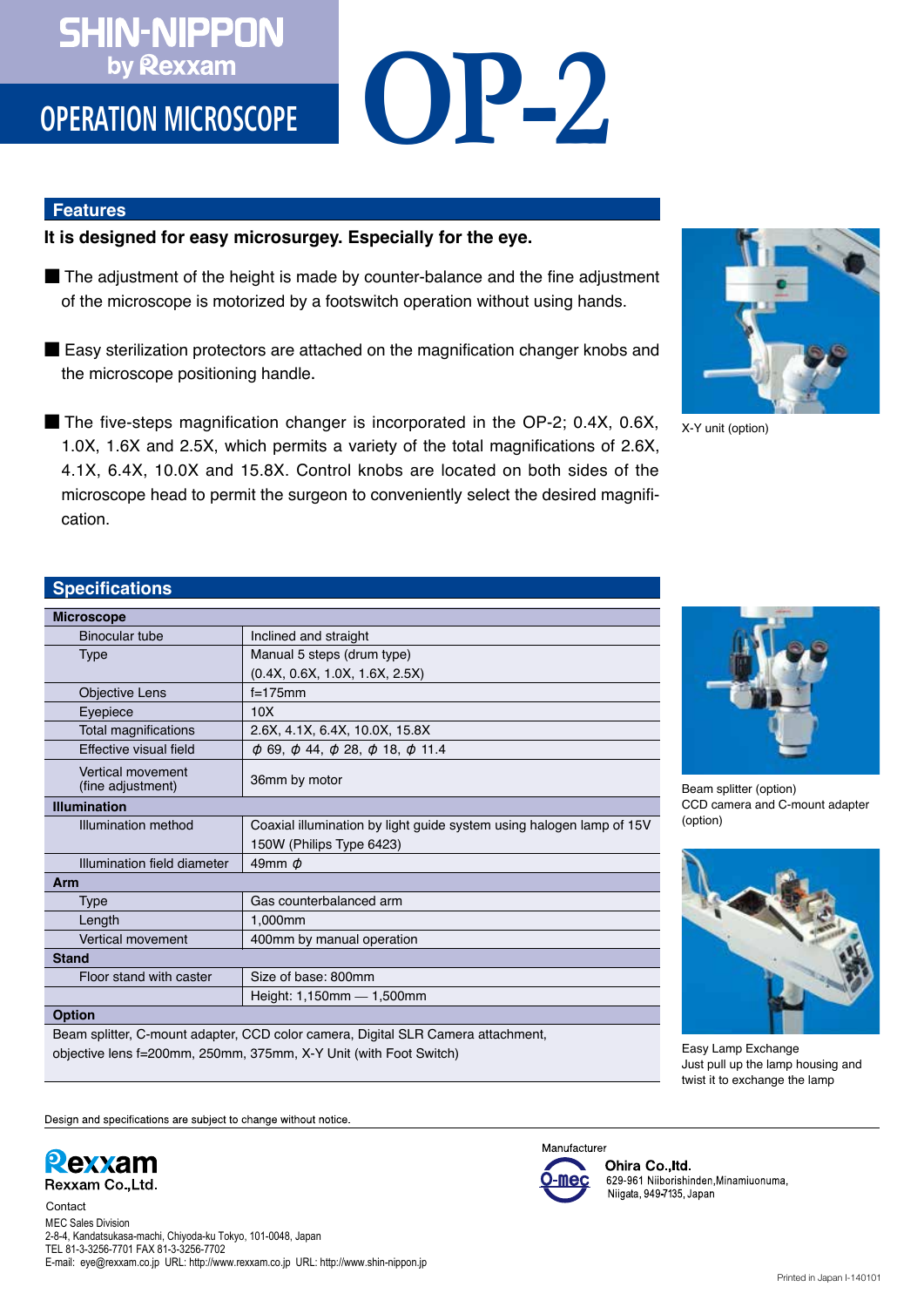# SHIN-NIPPON by Rexxam

## OPERATION MICROSCOPE

# OP-2

## Features

**It is designed for easy microsurgey. Especially for the eye.**

- The adjustment of the height is made by counter-balance and the fine adjustment of the microscope is motorized by a footswitch operation without using hands.
- Easy sterilization protectors are attached on the magnification changer knobs and the microscope positioning handle.
- The five-steps magnification changer is incorporated in the OP-2; 0.4X, 0.6X, 1.0X, 1.6X and 2.5X, which permits a variety of the total magnifications of 2.6X, 4.1X, 6.4X, 10.0X and 15.8X. Control knobs are located on both sides of the microscope head to permit the surgeon to conveniently select the desired magnification.

X-Y unit (option)

## Specifications

| | |
|---|---|
| **Microscope** | |
| Binocular tube | Inclined and straight |
| Type | Manual 5 steps (drum type) (0.4X, 0.6X, 1.0X, 1.6X, 2.5X) |
| Objective Lens | f=175mm |
| Eyepiece | 10X |
| Total magnifications | 2.6X, 4.1X, 6.4X, 10.0X, 15.8X |
| Effective visual field | ϕ 69, ϕ 44, ϕ 28, ϕ 18, ϕ 11.4 |
| Vertical movement (fine adjustment) | 36mm by motor |
| **Illumination** | |
| Illumination method | Coaxial illumination by light guide system using halogen lamp of 15V 150W (Philips Type 6423) |
| Illumination field diameter | 49mm ϕ |
| **Arm** | |
| Type | Gas counterbalanced arm |
| Length | 1,000mm |
| Vertical movement | 400mm by manual operation |
| **Stand** | |
| Floor stand with caster | Size of base: 800mm |
| | Height: 1,150mm — 1,500mm |
| **Option** | |
| Beam splitter, C-mount adapter, CCD color camera, Digital SLR Camera attachment, objective lens f=200mm, 250mm, 375mm, X-Y Unit (with Foot Switch) | |

Beam splitter (option)
CCD camera and C-mount adapter (option)

Easy Lamp Exchange
Just pull up the lamp housing and twist it to exchange the lamp

Design and specifications are subject to change without notice.

**Rexxam**
Rexxam Co.,Ltd.

Contact
MEC Sales Division
2-8-4, Kandatsukasa-machi, Chiyoda-ku Tokyo, 101-0048, Japan
TEL 81-3-3256-7701 FAX 81-3-3256-7702
E-mail: eye@rexxam.co.jp URL: http://www.rexxam.co.jp URL: http://www.shin-nippon.jp

Manufacturer
O-mec
**Ohira Co.,ltd.**
629-961 Niiborishinden,Minamiuonuma,
Niigata, 949-7135, Japan

Printed in Japan I-140101